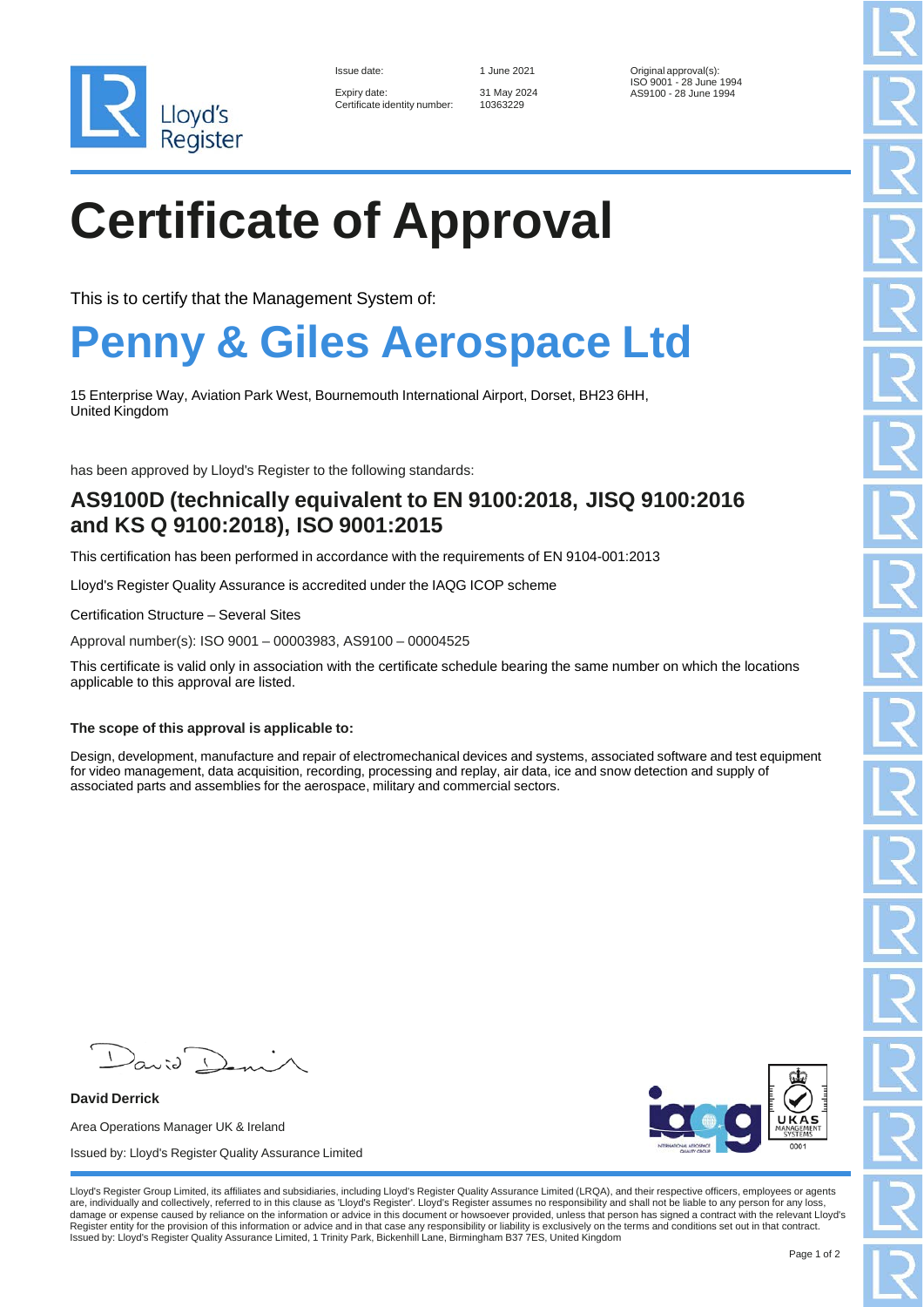Lloyd's Register

| | | |
|---|---|---|
| Issue date: | 1 June 2021 | Original approval(s): |
| Expiry date: | 31 May 2024 | ISO 9001 - 28 June 1994 |
| Certificate identity number: | 10363229 | AS9100 - 28 June 1994 |

# Certificate of Approval

This is to certify that the Management System of:

# Penny & Giles Aerospace Ltd

15 Enterprise Way, Aviation Park West, Bournemouth International Airport, Dorset, BH23 6HH, United Kingdom

has been approved by Lloyd's Register to the following standards:

## AS9100D (technically equivalent to EN 9100:2018, JISQ 9100:2016 and KS Q 9100:2018), ISO 9001:2015

This certification has been performed in accordance with the requirements of EN 9104-001:2013

Lloyd's Register Quality Assurance is accredited under the IAQG ICOP scheme

Certification Structure – Several Sites

Approval number(s): ISO 9001 – 00003983, AS9100 – 00004525

This certificate is valid only in association with the certificate schedule bearing the same number on which the locations applicable to this approval are listed.

**The scope of this approval is applicable to:**

Design, development, manufacture and repair of electromechanical devices and systems, associated software and test equipment for video management, data acquisition, recording, processing and replay, air data, ice and snow detection and supply of associated parts and assemblies for the aerospace, military and commercial sectors.

**David Derrick**

Area Operations Manager UK & Ireland

Issued by: Lloyd's Register Quality Assurance Limited

UKAS MANAGEMENT SYSTEMS 0001

Lloyd's Register Group Limited, its affiliates and subsidiaries, including Lloyd's Register Quality Assurance Limited (LRQA), and their respective officers, employees or agents are, individually and collectively, referred to in this clause as 'Lloyd's Register'. Lloyd's Register assumes no responsibility and shall not be liable to any person for any loss, damage or expense caused by reliance on the information or advice in this document or howsoever provided, unless that person has signed a contract with the relevant Lloyd's Register entity for the provision of this information or advice and in that case any responsibility or liability is exclusively on the terms and conditions set out in that contract.
Issued by: Lloyd's Register Quality Assurance Limited, 1 Trinity Park, Bickenhill Lane, Birmingham B37 7ES, United Kingdom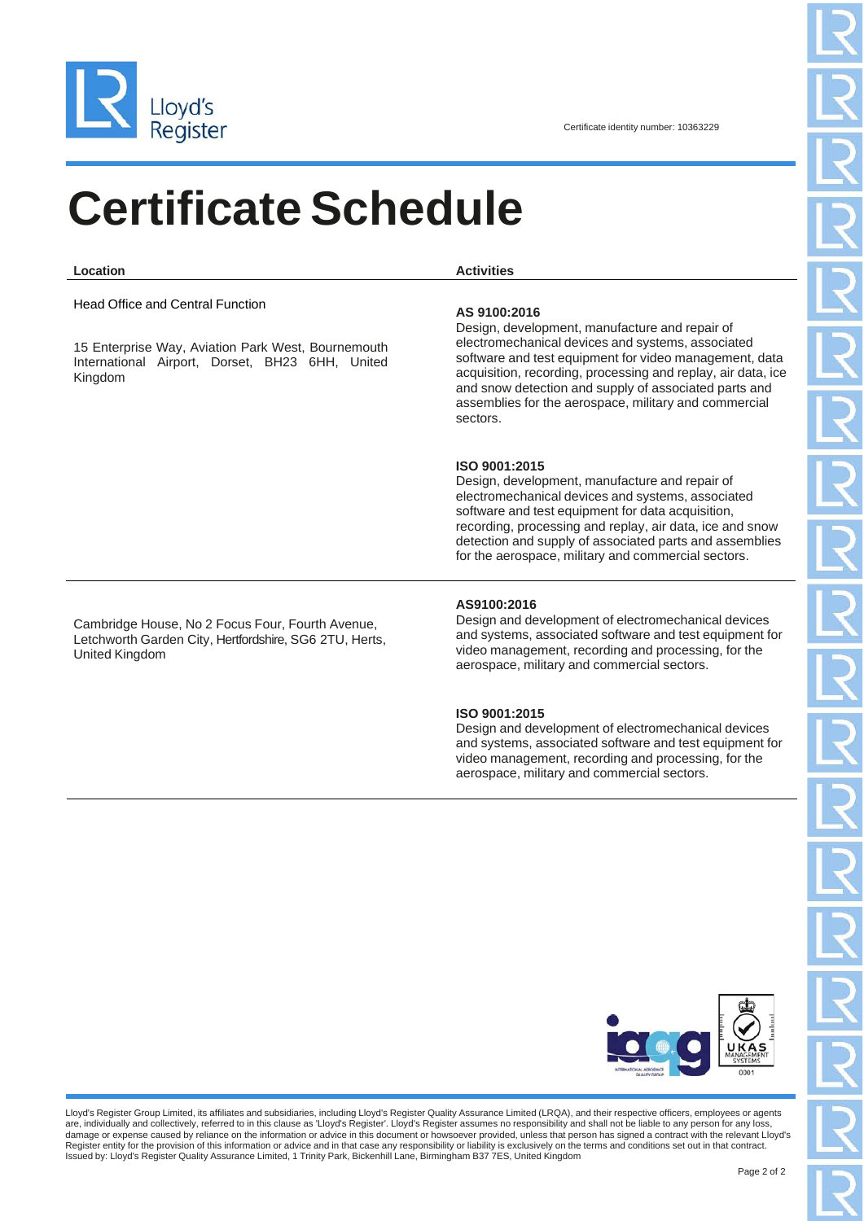Certificate identity number: 10363229

# Certificate Schedule

| Location | Activities |
|---|---|
| Head Office and Central Function<br><br>15 Enterprise Way, Aviation Park West, Bournemouth International Airport, Dorset, BH23 6HH, United Kingdom | **AS 9100:2016**<br>Design, development, manufacture and repair of electromechanical devices and systems, associated software and test equipment for video management, data acquisition, recording, processing and replay, air data, ice and snow detection and supply of associated parts and assemblies for the aerospace, military and commercial sectors.<br><br>**ISO 9001:2015**<br>Design, development, manufacture and repair of electromechanical devices and systems, associated software and test equipment for data acquisition, recording, processing and replay, air data, ice and snow detection and supply of associated parts and assemblies for the aerospace, military and commercial sectors. |
| Cambridge House, No 2 Focus Four, Fourth Avenue, Letchworth Garden City, Hertfordshire, SG6 2TU, Herts, United Kingdom | **AS9100:2016**<br>Design and development of electromechanical devices and systems, associated software and test equipment for video management, recording and processing, for the aerospace, military and commercial sectors.<br><br>**ISO 9001:2015**<br>Design and development of electromechanical devices and systems, associated software and test equipment for video management, recording and processing, for the aerospace, military and commercial sectors. |

Lloyd's Register Group Limited, its affiliates and subsidiaries, including Lloyd's Register Quality Assurance Limited (LRQA), and their respective officers, employees or agents are, individually and collectively, referred to in this clause as 'Lloyd's Register'. Lloyd's Register assumes no responsibility and shall not be liable to any person for any loss, damage or expense caused by reliance on the information or advice in this document or howsoever provided, unless that person has signed a contract with the relevant Lloyd's Register entity for the provision of this information or advice and in that case any responsibility or liability is exclusively on the terms and conditions set out in that contract.
Issued by: Lloyd's Register Quality Assurance Limited, 1 Trinity Park, Bickenhill Lane, Birmingham B37 7ES, United Kingdom